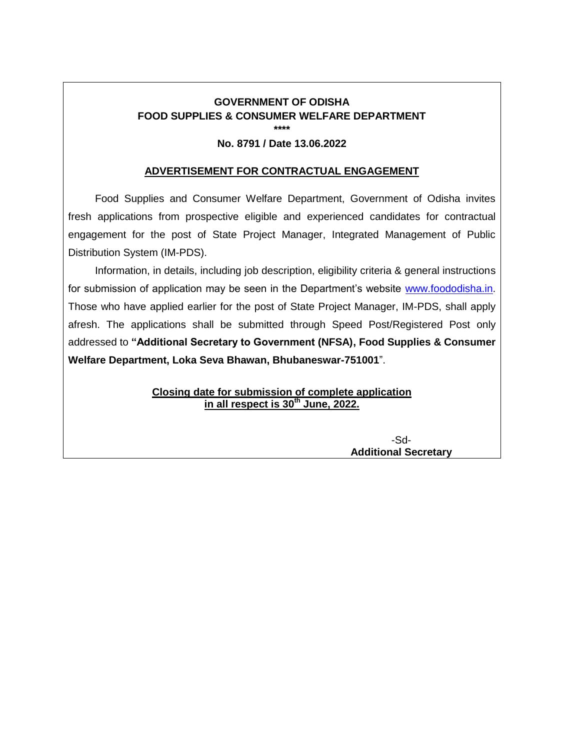**GOVERNMENT OF ODISHA**
**FOOD SUPPLIES & CONSUMER WELFARE DEPARTMENT**
**\*\*\*\***
**No. 8791 / Date 13.06.2022**

## ADVERTISEMENT FOR CONTRACTUAL ENGAGEMENT

Food Supplies and Consumer Welfare Department, Government of Odisha invites fresh applications from prospective eligible and experienced candidates for contractual engagement for the post of State Project Manager, Integrated Management of Public Distribution System (IM-PDS).

Information, in details, including job description, eligibility criteria & general instructions for submission of application may be seen in the Department's website www.foododisha.in. Those who have applied earlier for the post of State Project Manager, IM-PDS, shall apply afresh. The applications shall be submitted through Speed Post/Registered Post only addressed to **"Additional Secretary to Government (NFSA), Food Supplies & Consumer Welfare Department, Loka Seva Bhawan, Bhubaneswar-751001**".

**Closing date for submission of complete application in all respect is 30th June, 2022.**

-Sd-
**Additional Secretary**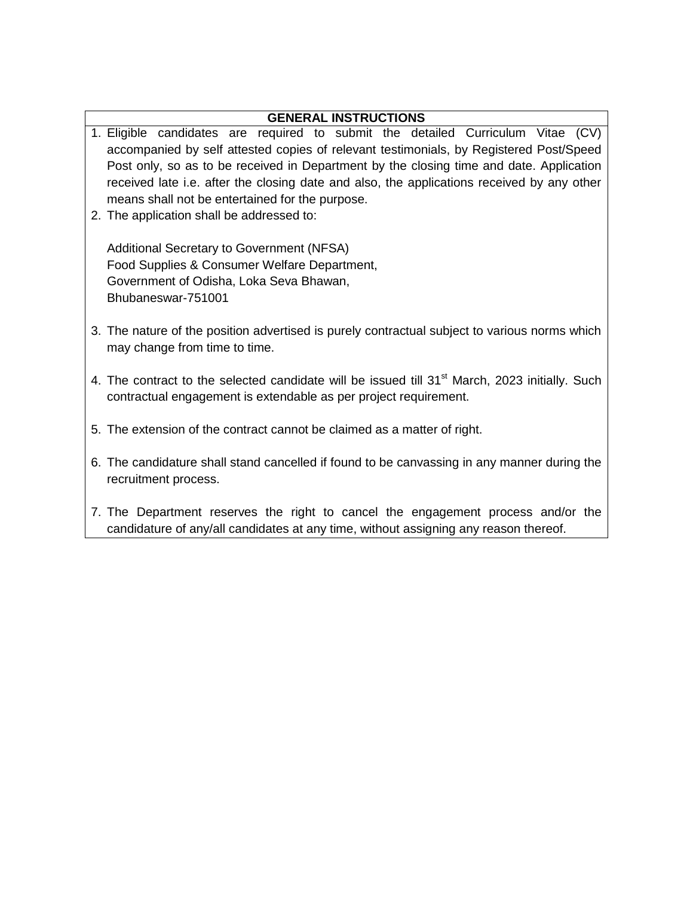## GENERAL INSTRUCTIONS

1. Eligible candidates are required to submit the detailed Curriculum Vitae (CV) accompanied by self attested copies of relevant testimonials, by Registered Post/Speed Post only, so as to be received in Department by the closing time and date. Application received late i.e. after the closing date and also, the applications received by any other means shall not be entertained for the purpose.
2. The application shall be addressed to:

   Additional Secretary to Government (NFSA)
   Food Supplies & Consumer Welfare Department,
   Government of Odisha, Loka Seva Bhawan,
   Bhubaneswar-751001

3. The nature of the position advertised is purely contractual subject to various norms which may change from time to time.

4. The contract to the selected candidate will be issued till 31st March, 2023 initially. Such contractual engagement is extendable as per project requirement.

5. The extension of the contract cannot be claimed as a matter of right.

6. The candidature shall stand cancelled if found to be canvassing in any manner during the recruitment process.

7. The Department reserves the right to cancel the engagement process and/or the candidature of any/all candidates at any time, without assigning any reason thereof.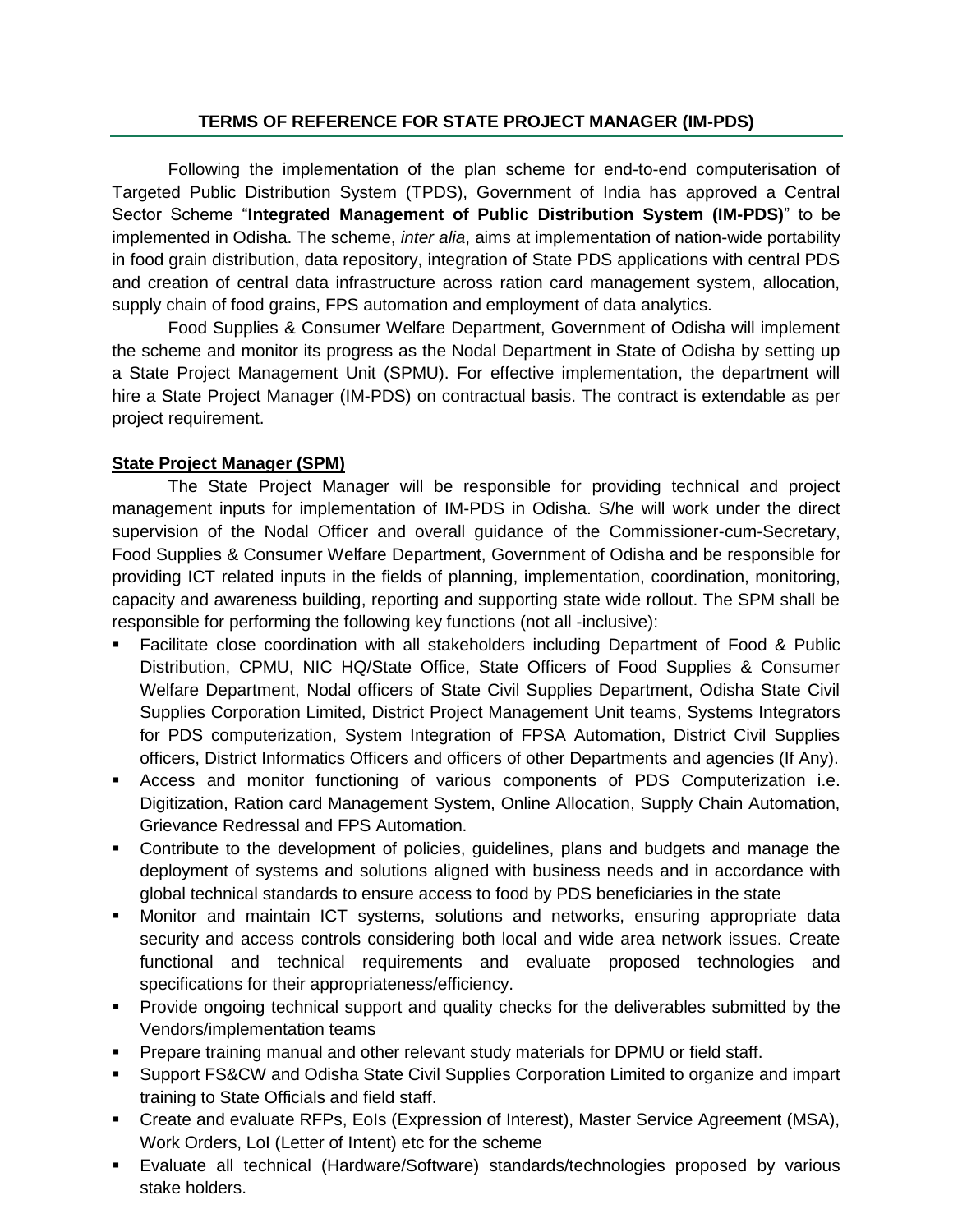## TERMS OF REFERENCE FOR STATE PROJECT MANAGER (IM-PDS)

Following the implementation of the plan scheme for end-to-end computerisation of Targeted Public Distribution System (TPDS), Government of India has approved a Central Sector Scheme "**Integrated Management of Public Distribution System (IM-PDS)**" to be implemented in Odisha. The scheme, *inter alia*, aims at implementation of nation-wide portability in food grain distribution, data repository, integration of State PDS applications with central PDS and creation of central data infrastructure across ration card management system, allocation, supply chain of food grains, FPS automation and employment of data analytics.

Food Supplies & Consumer Welfare Department, Government of Odisha will implement the scheme and monitor its progress as the Nodal Department in State of Odisha by setting up a State Project Management Unit (SPMU). For effective implementation, the department will hire a State Project Manager (IM-PDS) on contractual basis. The contract is extendable as per project requirement.

### State Project Manager (SPM)

The State Project Manager will be responsible for providing technical and project management inputs for implementation of IM-PDS in Odisha. S/he will work under the direct supervision of the Nodal Officer and overall guidance of the Commissioner-cum-Secretary, Food Supplies & Consumer Welfare Department, Government of Odisha and be responsible for providing ICT related inputs in the fields of planning, implementation, coordination, monitoring, capacity and awareness building, reporting and supporting state wide rollout. The SPM shall be responsible for performing the following key functions (not all -inclusive):

- Facilitate close coordination with all stakeholders including Department of Food & Public Distribution, CPMU, NIC HQ/State Office, State Officers of Food Supplies & Consumer Welfare Department, Nodal officers of State Civil Supplies Department, Odisha State Civil Supplies Corporation Limited, District Project Management Unit teams, Systems Integrators for PDS computerization, System Integration of FPSA Automation, District Civil Supplies officers, District Informatics Officers and officers of other Departments and agencies (If Any).
- Access and monitor functioning of various components of PDS Computerization i.e. Digitization, Ration card Management System, Online Allocation, Supply Chain Automation, Grievance Redressal and FPS Automation.
- Contribute to the development of policies, guidelines, plans and budgets and manage the deployment of systems and solutions aligned with business needs and in accordance with global technical standards to ensure access to food by PDS beneficiaries in the state
- Monitor and maintain ICT systems, solutions and networks, ensuring appropriate data security and access controls considering both local and wide area network issues. Create functional and technical requirements and evaluate proposed technologies and specifications for their appropriateness/efficiency.
- Provide ongoing technical support and quality checks for the deliverables submitted by the Vendors/implementation teams
- Prepare training manual and other relevant study materials for DPMU or field staff.
- Support FS&CW and Odisha State Civil Supplies Corporation Limited to organize and impart training to State Officials and field staff.
- Create and evaluate RFPs, EoIs (Expression of Interest), Master Service Agreement (MSA), Work Orders, LoI (Letter of Intent) etc for the scheme
- Evaluate all technical (Hardware/Software) standards/technologies proposed by various stake holders.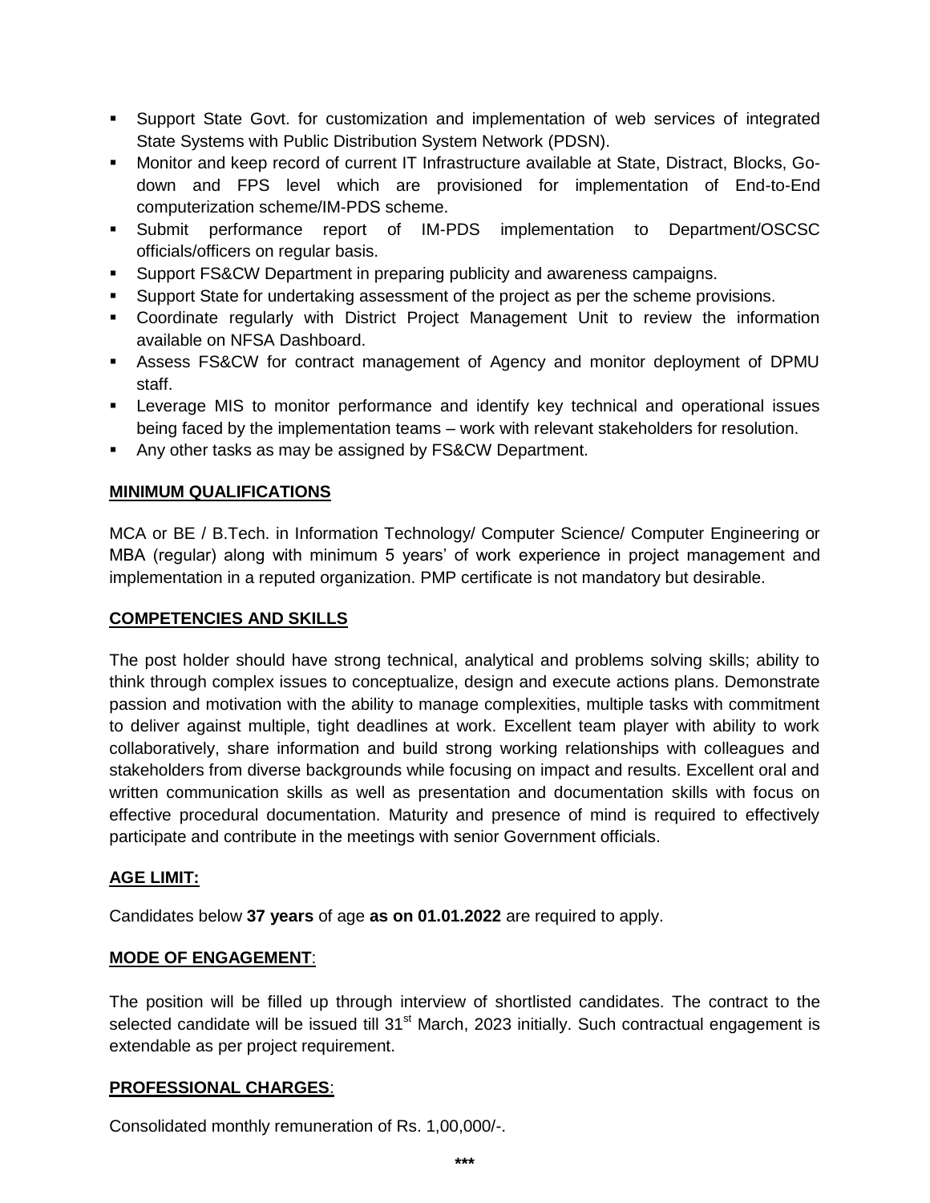- Support State Govt. for customization and implementation of web services of integrated State Systems with Public Distribution System Network (PDSN).
- Monitor and keep record of current IT Infrastructure available at State, Distract, Blocks, Go-down and FPS level which are provisioned for implementation of End-to-End computerization scheme/IM-PDS scheme.
- Submit performance report of IM-PDS implementation to Department/OSCSC officials/officers on regular basis.
- Support FS&CW Department in preparing publicity and awareness campaigns.
- Support State for undertaking assessment of the project as per the scheme provisions.
- Coordinate regularly with District Project Management Unit to review the information available on NFSA Dashboard.
- Assess FS&CW for contract management of Agency and monitor deployment of DPMU staff.
- Leverage MIS to monitor performance and identify key technical and operational issues being faced by the implementation teams – work with relevant stakeholders for resolution.
- Any other tasks as may be assigned by FS&CW Department.

## MINIMUM QUALIFICATIONS

MCA or BE / B.Tech. in Information Technology/ Computer Science/ Computer Engineering or MBA (regular) along with minimum 5 years' of work experience in project management and implementation in a reputed organization. PMP certificate is not mandatory but desirable.

## COMPETENCIES AND SKILLS

The post holder should have strong technical, analytical and problems solving skills; ability to think through complex issues to conceptualize, design and execute actions plans. Demonstrate passion and motivation with the ability to manage complexities, multiple tasks with commitment to deliver against multiple, tight deadlines at work. Excellent team player with ability to work collaboratively, share information and build strong working relationships with colleagues and stakeholders from diverse backgrounds while focusing on impact and results. Excellent oral and written communication skills as well as presentation and documentation skills with focus on effective procedural documentation. Maturity and presence of mind is required to effectively participate and contribute in the meetings with senior Government officials.

## AGE LIMIT:

Candidates below **37 years** of age **as on 01.01.2022** are required to apply.

## MODE OF ENGAGEMENT:

The position will be filled up through interview of shortlisted candidates. The contract to the selected candidate will be issued till 31st March, 2023 initially. Such contractual engagement is extendable as per project requirement.

## PROFESSIONAL CHARGES:

Consolidated monthly remuneration of Rs. 1,00,000/-.

***